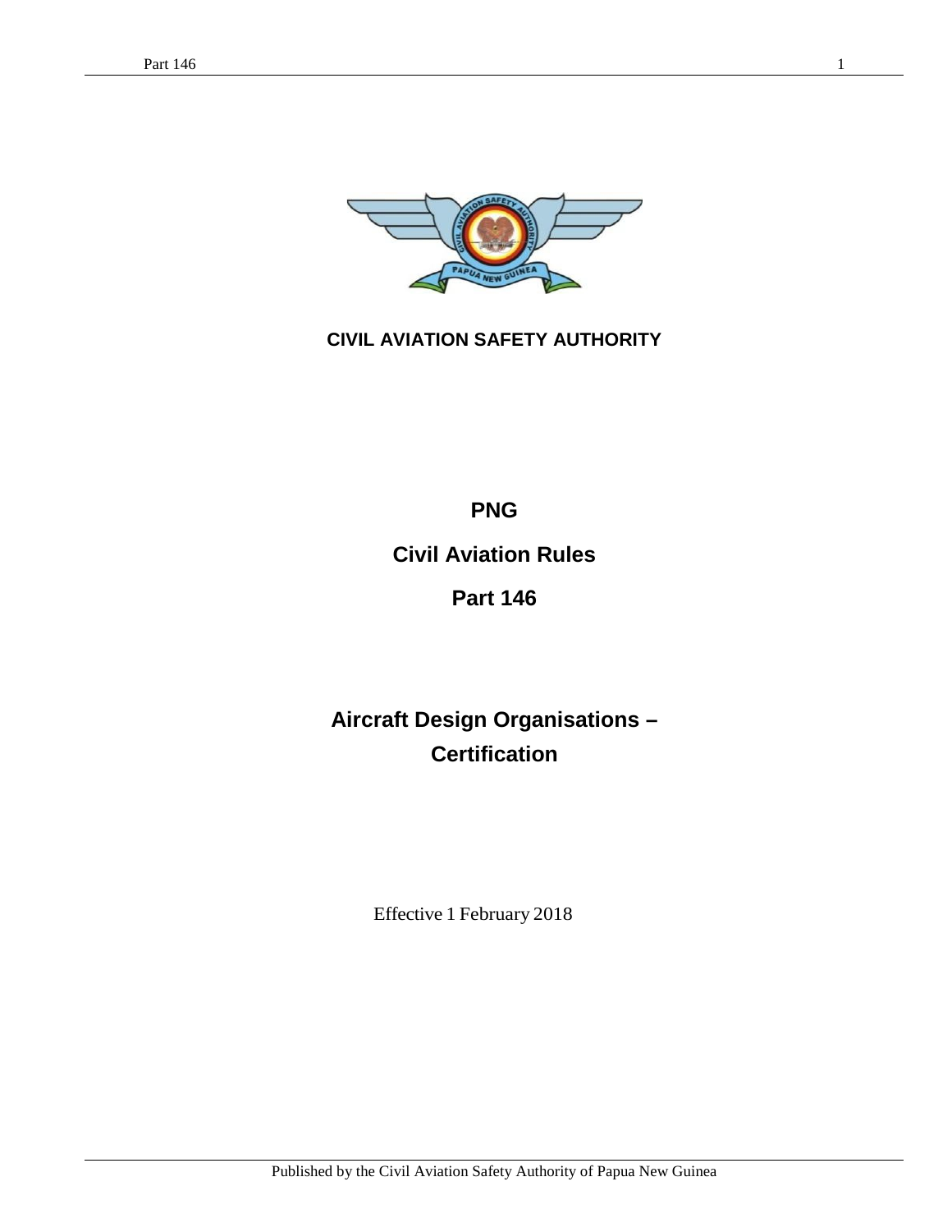**CIVIL AVIATION SAFETY AUTHORITY**

# PNG

# Civil Aviation Rules

# Part 146

## Aircraft Design Organisations – Certification

Effective 1 February 2018

Published by the Civil Aviation Safety Authority of Papua New Guinea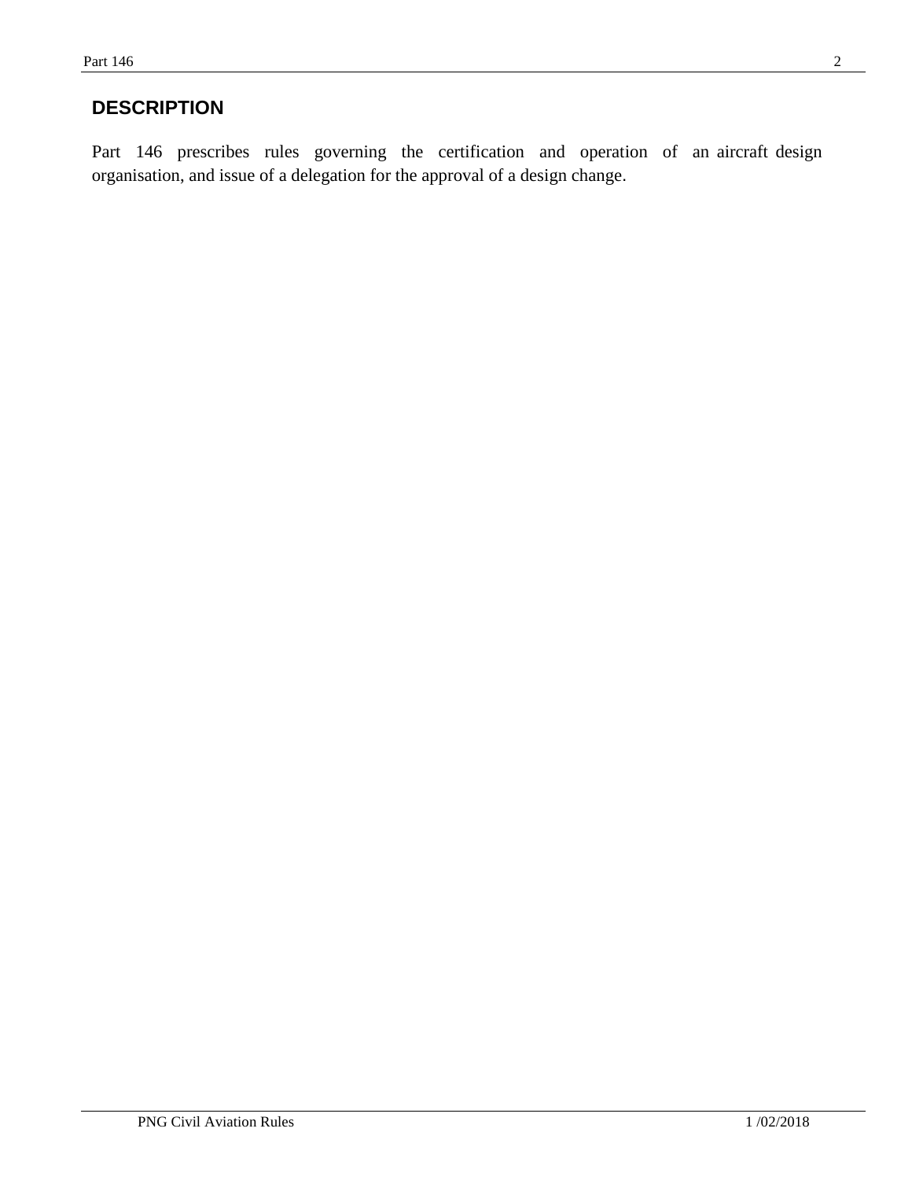## DESCRIPTION

Part 146 prescribes rules governing the certification and operation of an aircraft design organisation, and issue of a delegation for the approval of a design change.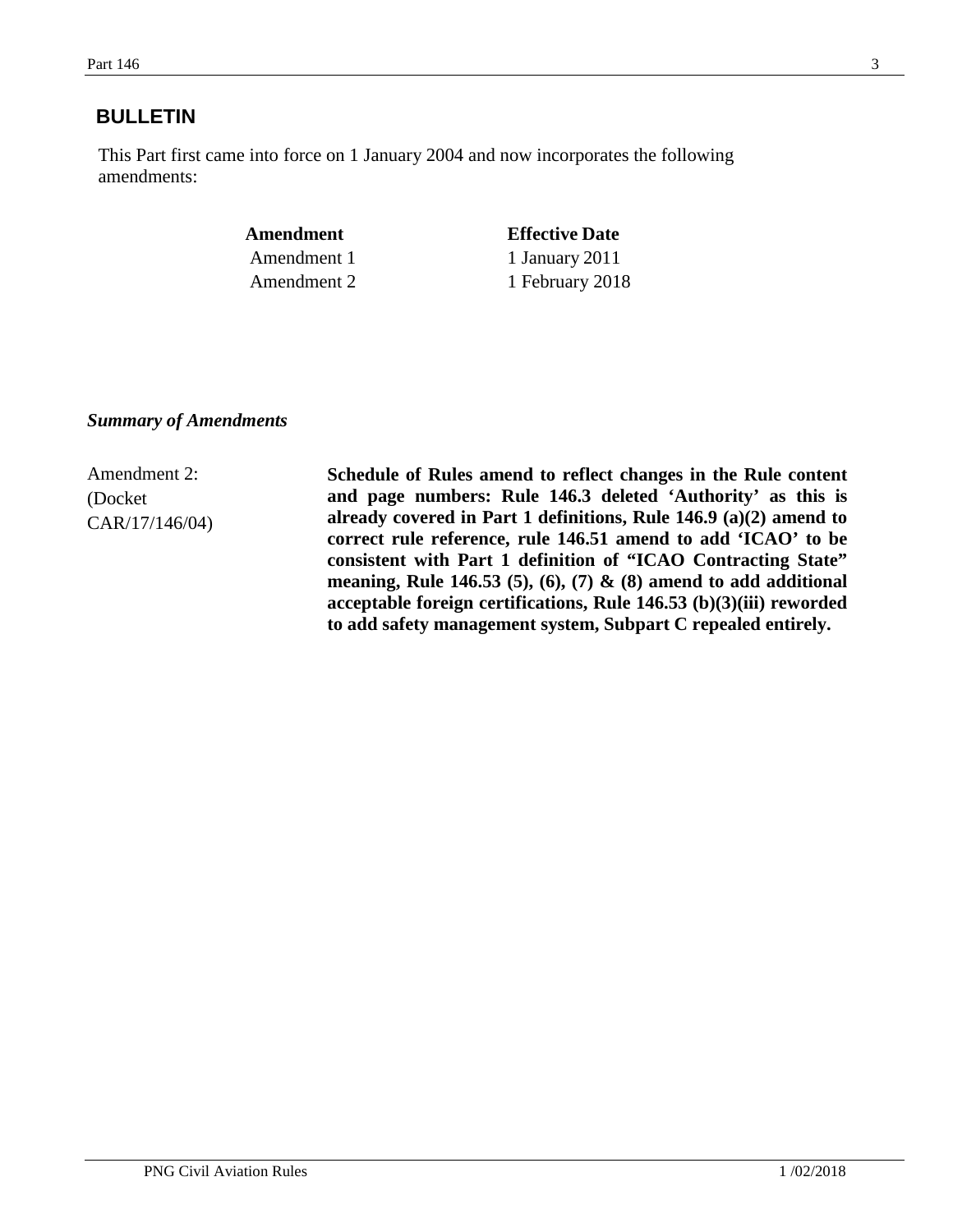## BULLETIN

This Part first came into force on 1 January 2004 and now incorporates the following amendments:

| Amendment | Effective Date |
| --- | --- |
| Amendment 1 | 1 January 2011 |
| Amendment 2 | 1 February 2018 |

***Summary of Amendments***

| | |
| --- | --- |
| Amendment 2: (Docket CAR/17/146/04) | **Schedule of Rules amend to reflect changes in the Rule content and page numbers: Rule 146.3 deleted 'Authority' as this is already covered in Part 1 definitions, Rule 146.9 (a)(2) amend to correct rule reference, rule 146.51 amend to add 'ICAO' to be consistent with Part 1 definition of "ICAO Contracting State" meaning, Rule 146.53 (5), (6), (7) & (8) amend to add additional acceptable foreign certifications, Rule 146.53 (b)(3)(iii) reworded to add safety management system, Subpart C repealed entirely.** |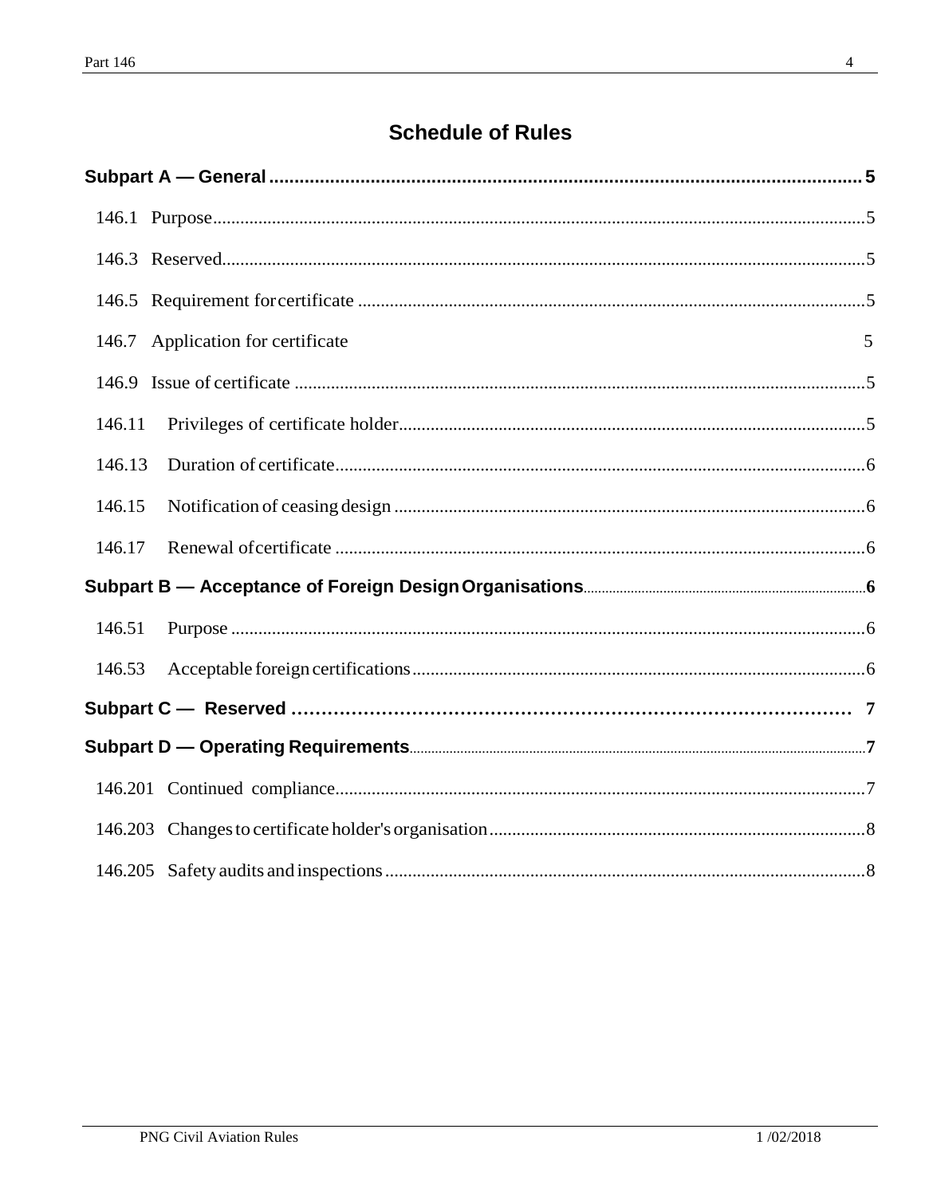# Schedule of Rules

**Subpart A — General ........................................................ 5**

146.1 Purpose ........................................................ 5

146.3 Reserved ........................................................ 5

146.5 Requirement for certificate ........................................................ 5

146.7 Application for certificate 5

146.9 Issue of certificate ........................................................ 5

146.11 Privileges of certificate holder ........................................................ 5

146.13 Duration of certificate ........................................................ 6

146.15 Notification of ceasing design ........................................................ 6

146.17 Renewal of certificate ........................................................ 6

**Subpart B — Acceptance of Foreign Design Organisations ........................................................ 6**

146.51 Purpose ........................................................ 6

146.53 Acceptable foreign certifications ........................................................ 6

**Subpart C — Reserved ........................................................ 7**

**Subpart D — Operating Requirements ........................................................ 7**

146.201 Continued compliance ........................................................ 7

146.203 Changes to certificate holder's organisation ........................................................ 8

146.205 Safety audits and inspections ........................................................ 8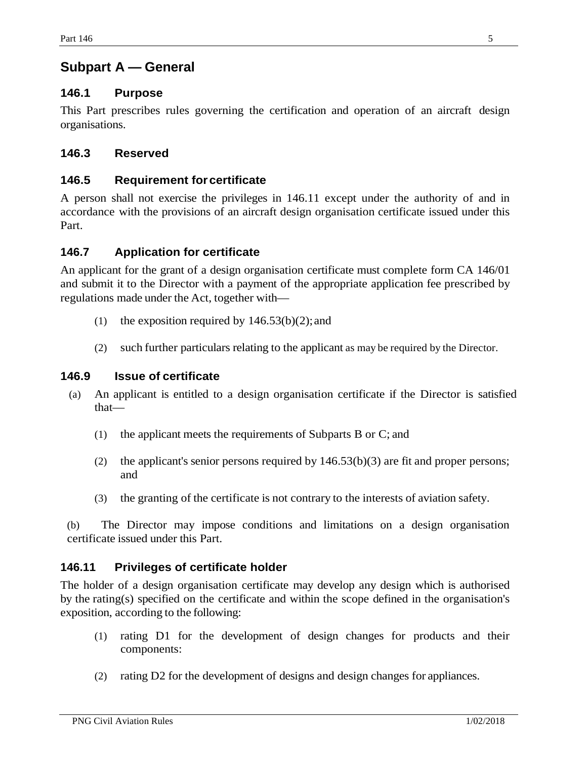## Subpart A — General

### 146.1 Purpose

This Part prescribes rules governing the certification and operation of an aircraft design organisations.

### 146.3 Reserved

### 146.5 Requirement for certificate

A person shall not exercise the privileges in 146.11 except under the authority of and in accordance with the provisions of an aircraft design organisation certificate issued under this Part.

### 146.7 Application for certificate

An applicant for the grant of a design organisation certificate must complete form CA 146/01 and submit it to the Director with a payment of the appropriate application fee prescribed by regulations made under the Act, together with—

(1) the exposition required by 146.53(b)(2); and

(2) such further particulars relating to the applicant as may be required by the Director.

### 146.9 Issue of certificate

(a) An applicant is entitled to a design organisation certificate if the Director is satisfied that—

(1) the applicant meets the requirements of Subparts B or C; and

(2) the applicant's senior persons required by 146.53(b)(3) are fit and proper persons; and

(3) the granting of the certificate is not contrary to the interests of aviation safety.

(b) The Director may impose conditions and limitations on a design organisation certificate issued under this Part.

### 146.11 Privileges of certificate holder

The holder of a design organisation certificate may develop any design which is authorised by the rating(s) specified on the certificate and within the scope defined in the organisation's exposition, according to the following:

(1) rating D1 for the development of design changes for products and their components:

(2) rating D2 for the development of designs and design changes for appliances.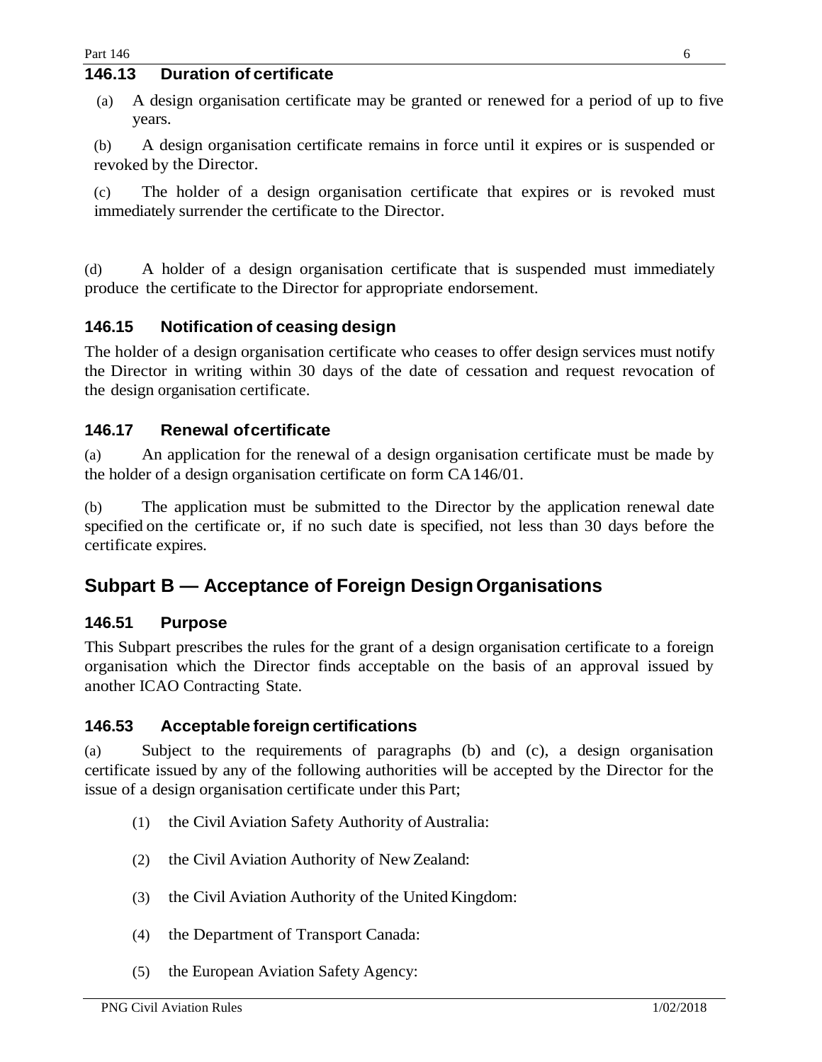### 146.13 Duration of certificate

(a) A design organisation certificate may be granted or renewed for a period of up to five years.

(b) A design organisation certificate remains in force until it expires or is suspended or revoked by the Director.

(c) The holder of a design organisation certificate that expires or is revoked must immediately surrender the certificate to the Director.

(d) A holder of a design organisation certificate that is suspended must immediately produce the certificate to the Director for appropriate endorsement.

### 146.15 Notification of ceasing design

The holder of a design organisation certificate who ceases to offer design services must notify the Director in writing within 30 days of the date of cessation and request revocation of the design organisation certificate.

### 146.17 Renewal of certificate

(a) An application for the renewal of a design organisation certificate must be made by the holder of a design organisation certificate on form CA146/01.

(b) The application must be submitted to the Director by the application renewal date specified on the certificate or, if no such date is specified, not less than 30 days before the certificate expires.

## Subpart B — Acceptance of Foreign Design Organisations

### 146.51 Purpose

This Subpart prescribes the rules for the grant of a design organisation certificate to a foreign organisation which the Director finds acceptable on the basis of an approval issued by another ICAO Contracting State.

### 146.53 Acceptable foreign certifications

(a) Subject to the requirements of paragraphs (b) and (c), a design organisation certificate issued by any of the following authorities will be accepted by the Director for the issue of a design organisation certificate under this Part;

(1) the Civil Aviation Safety Authority of Australia:

(2) the Civil Aviation Authority of New Zealand:

(3) the Civil Aviation Authority of the United Kingdom:

(4) the Department of Transport Canada:

(5) the European Aviation Safety Agency: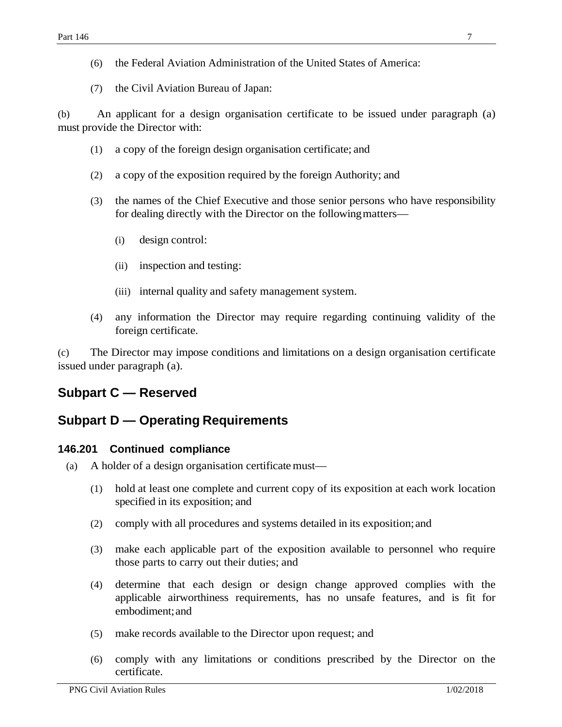(6) the Federal Aviation Administration of the United States of America:

(7) the Civil Aviation Bureau of Japan:

(b) An applicant for a design organisation certificate to be issued under paragraph (a) must provide the Director with:

(1) a copy of the foreign design organisation certificate; and

(2) a copy of the exposition required by the foreign Authority; and

(3) the names of the Chief Executive and those senior persons who have responsibility for dealing directly with the Director on the following matters—

(i) design control:

(ii) inspection and testing:

(iii) internal quality and safety management system.

(4) any information the Director may require regarding continuing validity of the foreign certificate.

(c) The Director may impose conditions and limitations on a design organisation certificate issued under paragraph (a).

## Subpart C — Reserved

## Subpart D — Operating Requirements

### 146.201 Continued compliance

(a) A holder of a design organisation certificate must—

(1) hold at least one complete and current copy of its exposition at each work location specified in its exposition; and

(2) comply with all procedures and systems detailed in its exposition; and

(3) make each applicable part of the exposition available to personnel who require those parts to carry out their duties; and

(4) determine that each design or design change approved complies with the applicable airworthiness requirements, has no unsafe features, and is fit for embodiment; and

(5) make records available to the Director upon request; and

(6) comply with any limitations or conditions prescribed by the Director on the certificate.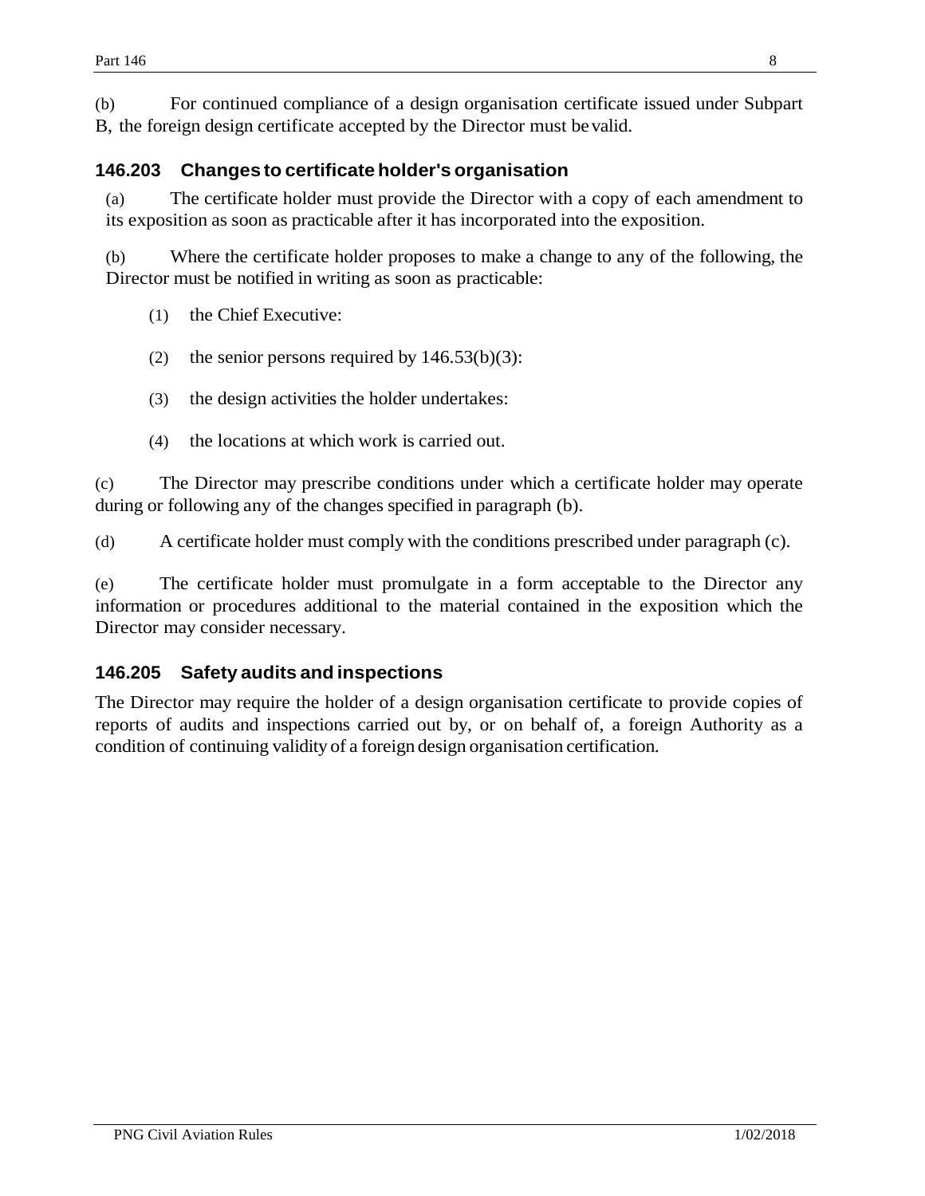(b) For continued compliance of a design organisation certificate issued under Subpart B, the foreign design certificate accepted by the Director must be valid.

### 146.203 Changes to certificate holder's organisation

(a) The certificate holder must provide the Director with a copy of each amendment to its exposition as soon as practicable after it has incorporated into the exposition.

(b) Where the certificate holder proposes to make a change to any of the following, the Director must be notified in writing as soon as practicable:

(1) the Chief Executive:

(2) the senior persons required by 146.53(b)(3):

(3) the design activities the holder undertakes:

(4) the locations at which work is carried out.

(c) The Director may prescribe conditions under which a certificate holder may operate during or following any of the changes specified in paragraph (b).

(d) A certificate holder must comply with the conditions prescribed under paragraph (c).

(e) The certificate holder must promulgate in a form acceptable to the Director any information or procedures additional to the material contained in the exposition which the Director may consider necessary.

### 146.205 Safety audits and inspections

The Director may require the holder of a design organisation certificate to provide copies of reports of audits and inspections carried out by, or on behalf of, a foreign Authority as a condition of continuing validity of a foreign design organisation certification.